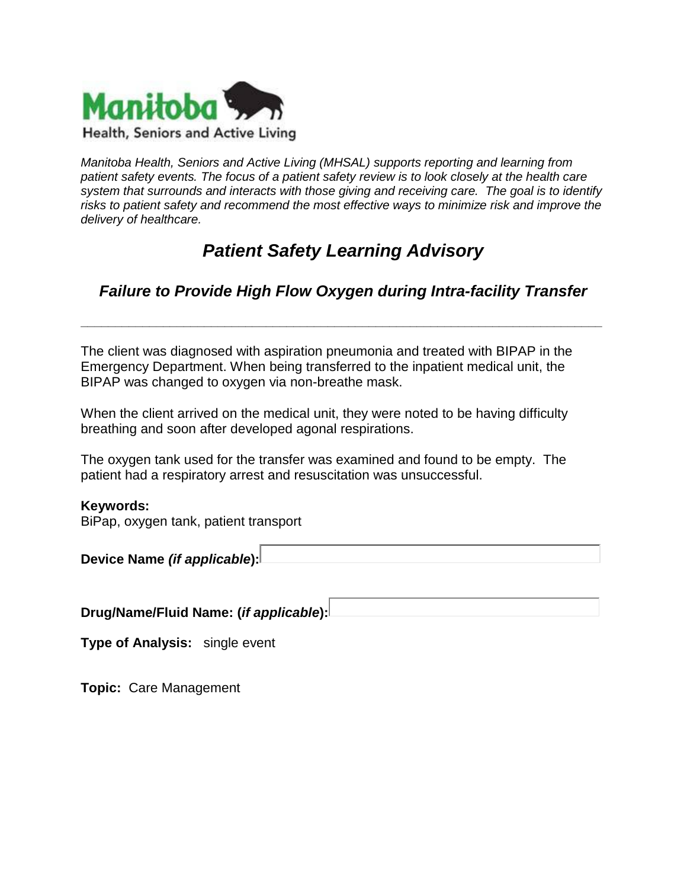Manitoba Health, Seniors and Active Living

*Manitoba Health, Seniors and Active Living (MHSAL) supports reporting and learning from patient safety events. The focus of a patient safety review is to look closely at the health care system that surrounds and interacts with those giving and receiving care. The goal is to identify risks to patient safety and recommend the most effective ways to minimize risk and improve the delivery of healthcare.*

# *Patient Safety Learning Advisory*

## *Failure to Provide High Flow Oxygen during Intra-facility Transfer*

---

The client was diagnosed with aspiration pneumonia and treated with BIPAP in the Emergency Department. When being transferred to the inpatient medical unit, the BIPAP was changed to oxygen via non-breathe mask.

When the client arrived on the medical unit, they were noted to be having difficulty breathing and soon after developed agonal respirations.

The oxygen tank used for the transfer was examined and found to be empty. The patient had a respiratory arrest and resuscitation was unsuccessful.

**Keywords:**
BiPap, oxygen tank, patient transport

**Device Name *(if applicable*):**

**Drug/Name/Fluid Name: (*if applicable*):**

**Type of Analysis:** single event

**Topic:** Care Management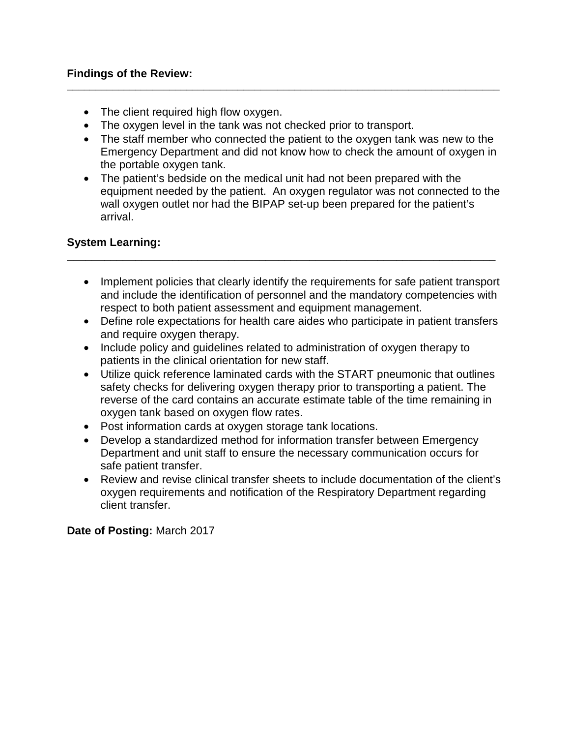**Findings of the Review:**

- The client required high flow oxygen.
- The oxygen level in the tank was not checked prior to transport.
- The staff member who connected the patient to the oxygen tank was new to the Emergency Department and did not know how to check the amount of oxygen in the portable oxygen tank.
- The patient's bedside on the medical unit had not been prepared with the equipment needed by the patient. An oxygen regulator was not connected to the wall oxygen outlet nor had the BIPAP set-up been prepared for the patient's arrival.

**System Learning:**

- Implement policies that clearly identify the requirements for safe patient transport and include the identification of personnel and the mandatory competencies with respect to both patient assessment and equipment management.
- Define role expectations for health care aides who participate in patient transfers and require oxygen therapy.
- Include policy and guidelines related to administration of oxygen therapy to patients in the clinical orientation for new staff.
- Utilize quick reference laminated cards with the START pneumonic that outlines safety checks for delivering oxygen therapy prior to transporting a patient. The reverse of the card contains an accurate estimate table of the time remaining in oxygen tank based on oxygen flow rates.
- Post information cards at oxygen storage tank locations.
- Develop a standardized method for information transfer between Emergency Department and unit staff to ensure the necessary communication occurs for safe patient transfer.
- Review and revise clinical transfer sheets to include documentation of the client's oxygen requirements and notification of the Respiratory Department regarding client transfer.

**Date of Posting:** March 2017